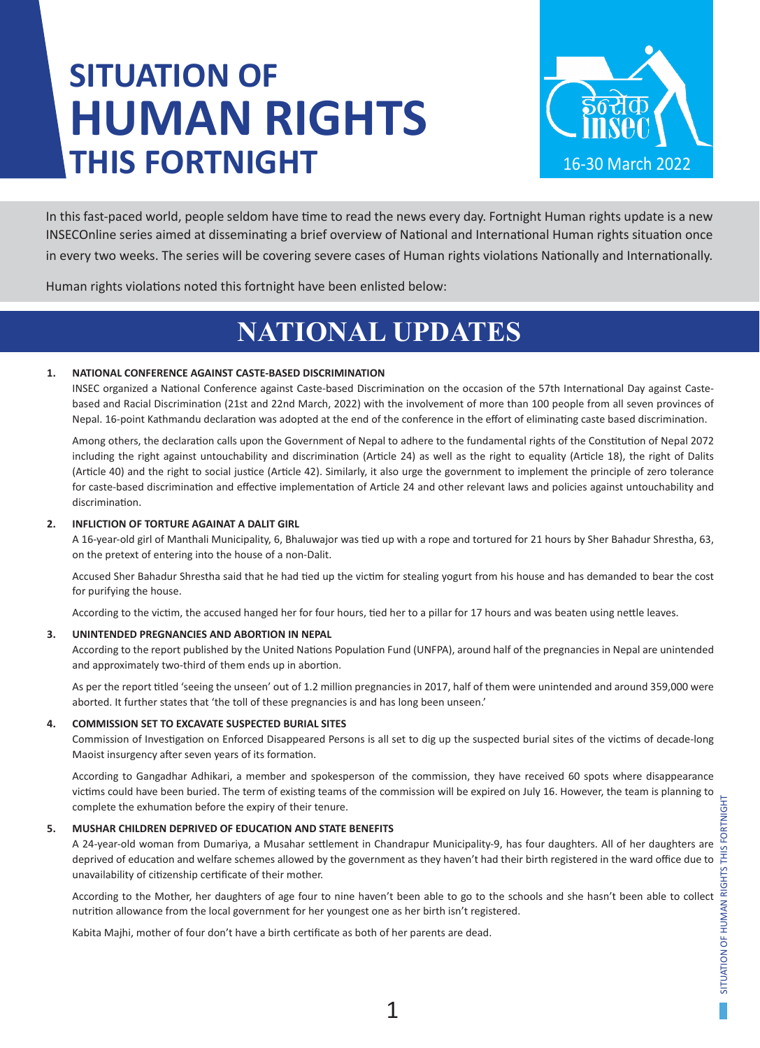# SITUATION OF HUMAN RIGHTS THIS FORTNIGHT

इन्सेक INSEC

16-30 March 2022

In this fast-paced world, people seldom have time to read the news every day. Fortnight Human rights update is a new INSECOnline series aimed at disseminating a brief overview of National and International Human rights situation once in every two weeks. The series will be covering severe cases of Human rights violations Nationally and Internationally.

Human rights violations noted this fortnight have been enlisted below:

## NATIONAL UPDATES

### 1. NATIONAL CONFERENCE AGAINST CASTE-BASED DISCRIMINATION

INSEC organized a National Conference against Caste-based Discrimination on the occasion of the 57th International Day against Caste-based and Racial Discrimination (21st and 22nd March, 2022) with the involvement of more than 100 people from all seven provinces of Nepal. 16-point Kathmandu declaration was adopted at the end of the conference in the effort of eliminating caste based discrimination.

Among others, the declaration calls upon the Government of Nepal to adhere to the fundamental rights of the Constitution of Nepal 2072 including the right against untouchability and discrimination (Article 24) as well as the right to equality (Article 18), the right of Dalits (Article 40) and the right to social justice (Article 42). Similarly, it also urge the government to implement the principle of zero tolerance for caste-based discrimination and effective implementation of Article 24 and other relevant laws and policies against untouchability and discrimination.

### 2. INFLICTION OF TORTURE AGAINAT A DALIT GIRL

A 16-year-old girl of Manthali Municipality, 6, Bhaluwajor was tied up with a rope and tortured for 21 hours by Sher Bahadur Shrestha, 63, on the pretext of entering into the house of a non-Dalit.

Accused Sher Bahadur Shrestha said that he had tied up the victim for stealing yogurt from his house and has demanded to bear the cost for purifying the house.

According to the victim, the accused hanged her for four hours, tied her to a pillar for 17 hours and was beaten using nettle leaves.

### 3. UNINTENDED PREGNANCIES AND ABORTION IN NEPAL

According to the report published by the United Nations Population Fund (UNFPA), around half of the pregnancies in Nepal are unintended and approximately two-third of them ends up in abortion.

As per the report titled 'seeing the unseen' out of 1.2 million pregnancies in 2017, half of them were unintended and around 359,000 were aborted. It further states that 'the toll of these pregnancies is and has long been unseen.'

### 4. COMMISSION SET TO EXCAVATE SUSPECTED BURIAL SITES

Commission of Investigation on Enforced Disappeared Persons is all set to dig up the suspected burial sites of the victims of decade-long Maoist insurgency after seven years of its formation.

According to Gangadhar Adhikari, a member and spokesperson of the commission, they have received 60 spots where disappearance victims could have been buried. The term of existing teams of the commission will be expired on July 16. However, the team is planning to complete the exhumation before the expiry of their tenure.

### 5. MUSHAR CHILDREN DEPRIVED OF EDUCATION AND STATE BENEFITS

A 24-year-old woman from Dumariya, a Musahar settlement in Chandrapur Municipality-9, has four daughters. All of her daughters are deprived of education and welfare schemes allowed by the government as they haven't had their birth registered in the ward office due to unavailability of citizenship certificate of their mother.

According to the Mother, her daughters of age four to nine haven't been able to go to the schools and she hasn't been able to collect nutrition allowance from the local government for her youngest one as her birth isn't registered.

Kabita Majhi, mother of four don't have a birth certificate as both of her parents are dead.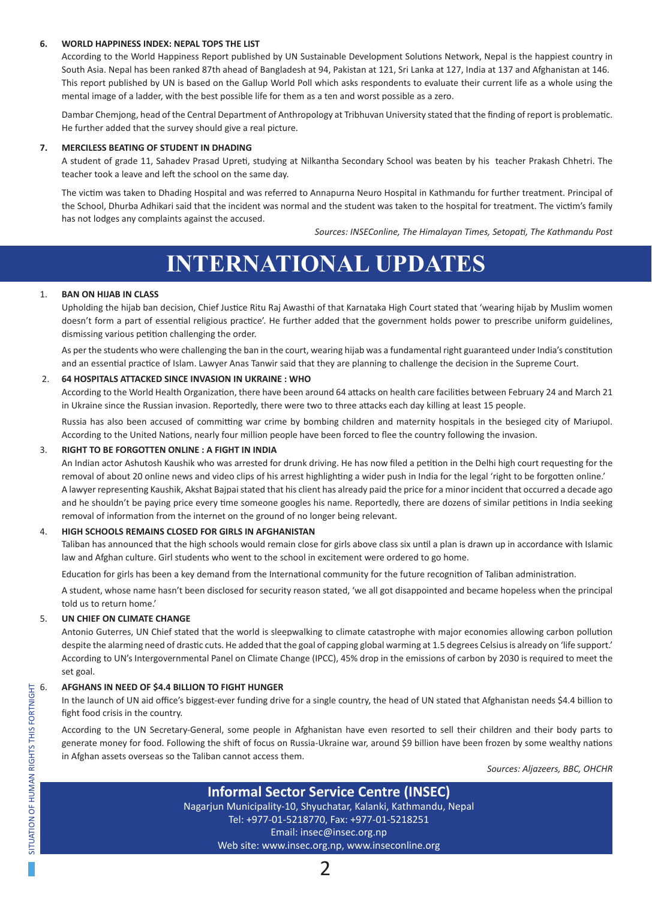6. **WORLD HAPPINESS INDEX: NEPAL TOPS THE LIST**

   According to the World Happiness Report published by UN Sustainable Development Solutions Network, Nepal is the happiest country in South Asia. Nepal has been ranked 87th ahead of Bangladesh at 94, Pakistan at 121, Sri Lanka at 127, India at 137 and Afghanistan at 146. This report published by UN is based on the Gallup World Poll which asks respondents to evaluate their current life as a whole using the mental image of a ladder, with the best possible life for them as a ten and worst possible as a zero.

   Dambar Chemjong, head of the Central Department of Anthropology at Tribhuvan University stated that the finding of report is problematic. He further added that the survey should give a real picture.

7. **MERCILESS BEATING OF STUDENT IN DHADING**

   A student of grade 11, Sahadev Prasad Upreti, studying at Nilkantha Secondary School was beaten by his teacher Prakash Chhetri. The teacher took a leave and left the school on the same day.

   The victim was taken to Dhading Hospital and was referred to Annapurna Neuro Hospital in Kathmandu for further treatment. Principal of the School, Dhurba Adhikari said that the incident was normal and the student was taken to the hospital for treatment. The victim's family has not lodges any complaints against the accused.

*Sources: INSEConline, The Himalayan Times, Setopati, The Kathmandu Post*

# INTERNATIONAL UPDATES

1. **BAN ON HIJAB IN CLASS**

   Upholding the hijab ban decision, Chief Justice Ritu Raj Awasthi of that Karnataka High Court stated that 'wearing hijab by Muslim women doesn't form a part of essential religious practice'. He further added that the government holds power to prescribe uniform guidelines, dismissing various petition challenging the order.

   As per the students who were challenging the ban in the court, wearing hijab was a fundamental right guaranteed under India's constitution and an essential practice of Islam. Lawyer Anas Tanwir said that they are planning to challenge the decision in the Supreme Court.

2. **64 HOSPITALS ATTACKED SINCE INVASION IN UKRAINE : WHO**

   According to the World Health Organization, there have been around 64 attacks on health care facilities between February 24 and March 21 in Ukraine since the Russian invasion. Reportedly, there were two to three attacks each day killing at least 15 people.

   Russia has also been accused of committing war crime by bombing children and maternity hospitals in the besieged city of Mariupol. According to the United Nations, nearly four million people have been forced to flee the country following the invasion.

3. **RIGHT TO BE FORGOTTEN ONLINE : A FIGHT IN INDIA**

   An Indian actor Ashutosh Kaushik who was arrested for drunk driving. He has now filed a petition in the Delhi high court requesting for the removal of about 20 online news and video clips of his arrest highlighting a wider push in India for the legal 'right to be forgotten online.' A lawyer representing Kaushik, Akshat Bajpai stated that his client has already paid the price for a minor incident that occurred a decade ago and he shouldn't be paying price every time someone googles his name. Reportedly, there are dozens of similar petitions in India seeking removal of information from the internet on the ground of no longer being relevant.

4. **HIGH SCHOOLS REMAINS CLOSED FOR GIRLS IN AFGHANISTAN**

   Taliban has announced that the high schools would remain close for girls above class six until a plan is drawn up in accordance with Islamic law and Afghan culture. Girl students who went to the school in excitement were ordered to go home.

   Education for girls has been a key demand from the International community for the future recognition of Taliban administration.

   A student, whose name hasn't been disclosed for security reason stated, 'we all got disappointed and became hopeless when the principal told us to return home.'

5. **UN CHIEF ON CLIMATE CHANGE**

   Antonio Guterres, UN Chief stated that the world is sleepwalking to climate catastrophe with major economies allowing carbon pollution despite the alarming need of drastic cuts. He added that the goal of capping global warming at 1.5 degrees Celsius is already on 'life support.' According to UN's Intergovernmental Panel on Climate Change (IPCC), 45% drop in the emissions of carbon by 2030 is required to meet the set goal.

6. **AFGHANS IN NEED OF $4.4 BILLION TO FIGHT HUNGER**

   In the launch of UN aid office's biggest-ever funding drive for a single country, the head of UN stated that Afghanistan needs $4.4 billion to fight food crisis in the country.

   According to the UN Secretary-General, some people in Afghanistan have even resorted to sell their children and their body parts to generate money for food. Following the shift of focus on Russia-Ukraine war, around $9 billion have been frozen by some wealthy nations in Afghan assets overseas so the Taliban cannot access them.

*Sources: Aljazeers, BBC, OHCHR*

**Informal Sector Service Centre (INSEC)**
Nagarjun Municipality-10, Shyuchatar, Kalanki, Kathmandu, Nepal
Tel: +977-01-5218770, Fax: +977-01-5218251
Email: insec@insec.org.np
Web site: www.insec.org.np, www.inseconline.org